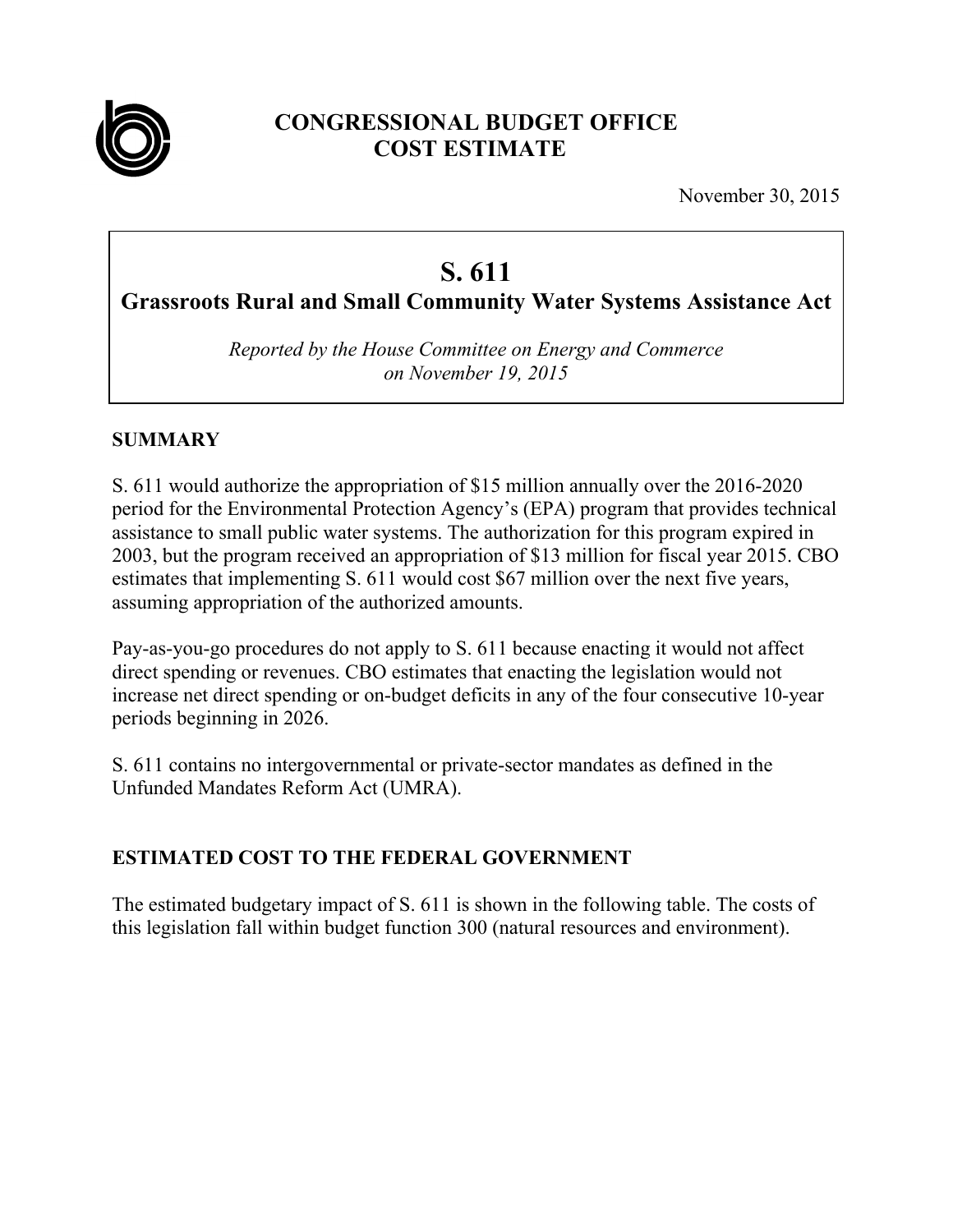# CONGRESSIONAL BUDGET OFFICE
# COST ESTIMATE

November 30, 2015

## S. 611
### Grassroots Rural and Small Community Water Systems Assistance Act

*Reported by the House Committee on Energy and Commerce on November 19, 2015*

## SUMMARY

S. 611 would authorize the appropriation of $15 million annually over the 2016-2020 period for the Environmental Protection Agency's (EPA) program that provides technical assistance to small public water systems. The authorization for this program expired in 2003, but the program received an appropriation of $13 million for fiscal year 2015. CBO estimates that implementing S. 611 would cost $67 million over the next five years, assuming appropriation of the authorized amounts.

Pay-as-you-go procedures do not apply to S. 611 because enacting it would not affect direct spending or revenues. CBO estimates that enacting the legislation would not increase net direct spending or on-budget deficits in any of the four consecutive 10-year periods beginning in 2026.

S. 611 contains no intergovernmental or private-sector mandates as defined in the Unfunded Mandates Reform Act (UMRA).

## ESTIMATED COST TO THE FEDERAL GOVERNMENT

The estimated budgetary impact of S. 611 is shown in the following table. The costs of this legislation fall within budget function 300 (natural resources and environment).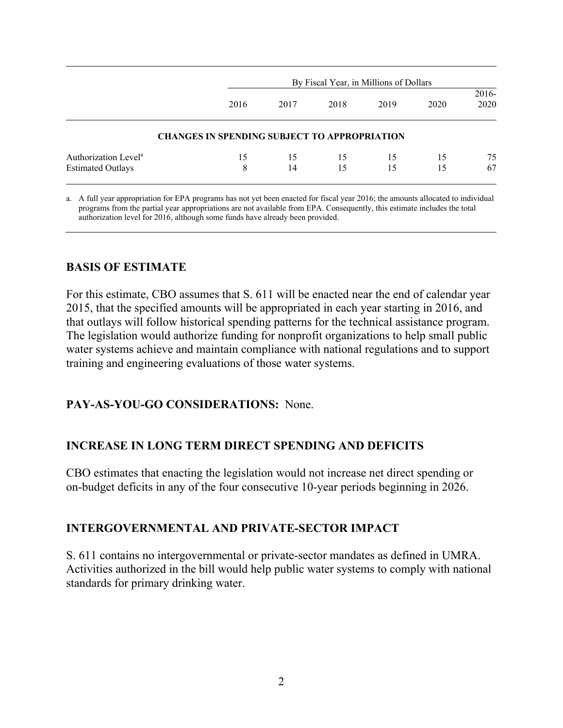| | By Fiscal Year, in Millions of Dollars | | | | | |
|---|---|---|---|---|---|---|
| | 2016 | 2017 | 2018 | 2019 | 2020 | 2016-2020 |
| **CHANGES IN SPENDING SUBJECT TO APPROPRIATION** | | | | | | |
| Authorization Level[a] | 15 | 15 | 15 | 15 | 15 | 75 |
| Estimated Outlays | 8 | 14 | 15 | 15 | 15 | 67 |

a. A full year appropriation for EPA programs has not yet been enacted for fiscal year 2016; the amounts allocated to individual programs from the partial year appropriations are not available from EPA. Consequently, this estimate includes the total authorization level for 2016, although some funds have already been provided.

## BASIS OF ESTIMATE

For this estimate, CBO assumes that S. 611 will be enacted near the end of calendar year 2015, that the specified amounts will be appropriated in each year starting in 2016, and that outlays will follow historical spending patterns for the technical assistance program. The legislation would authorize funding for nonprofit organizations to help small public water systems achieve and maintain compliance with national regulations and to support training and engineering evaluations of those water systems.

## PAY-AS-YOU-GO CONSIDERATIONS: None.

## INCREASE IN LONG TERM DIRECT SPENDING AND DEFICITS

CBO estimates that enacting the legislation would not increase net direct spending or on-budget deficits in any of the four consecutive 10-year periods beginning in 2026.

## INTERGOVERNMENTAL AND PRIVATE-SECTOR IMPACT

S. 611 contains no intergovernmental or private-sector mandates as defined in UMRA. Activities authorized in the bill would help public water systems to comply with national standards for primary drinking water.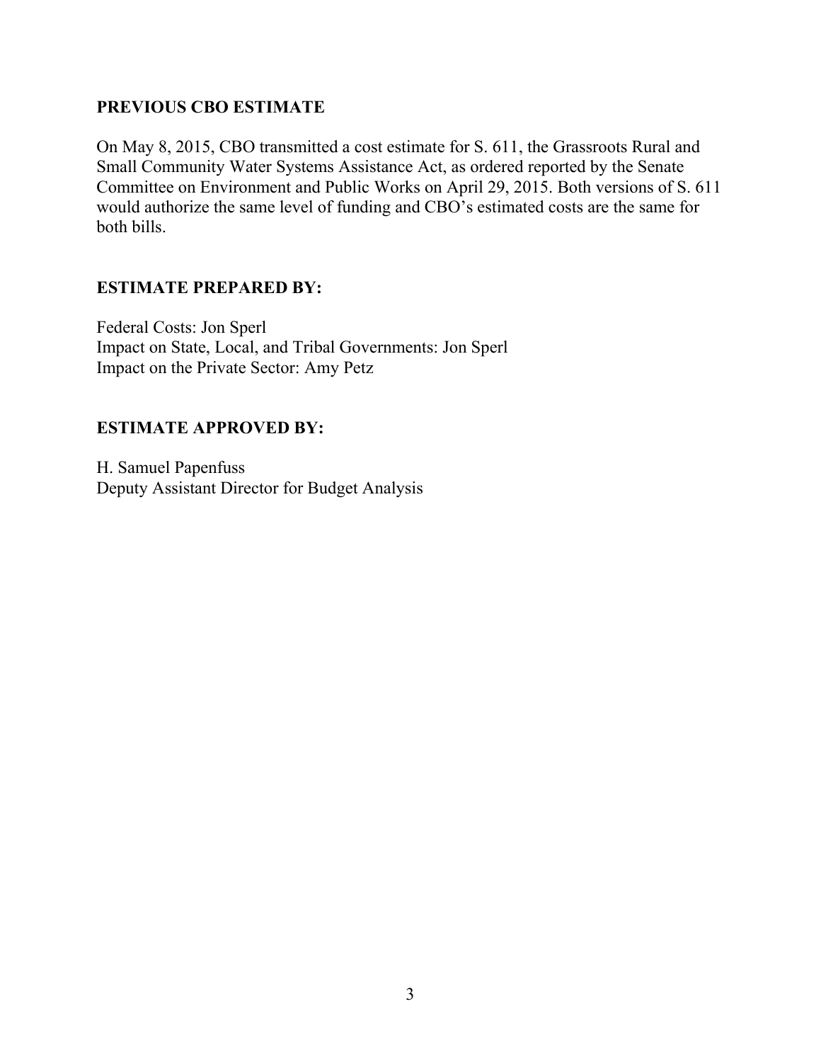## PREVIOUS CBO ESTIMATE

On May 8, 2015, CBO transmitted a cost estimate for S. 611, the Grassroots Rural and Small Community Water Systems Assistance Act, as ordered reported by the Senate Committee on Environment and Public Works on April 29, 2015. Both versions of S. 611 would authorize the same level of funding and CBO's estimated costs are the same for both bills.

## ESTIMATE PREPARED BY:

Federal Costs: Jon Sperl
Impact on State, Local, and Tribal Governments: Jon Sperl
Impact on the Private Sector: Amy Petz

## ESTIMATE APPROVED BY:

H. Samuel Papenfuss
Deputy Assistant Director for Budget Analysis